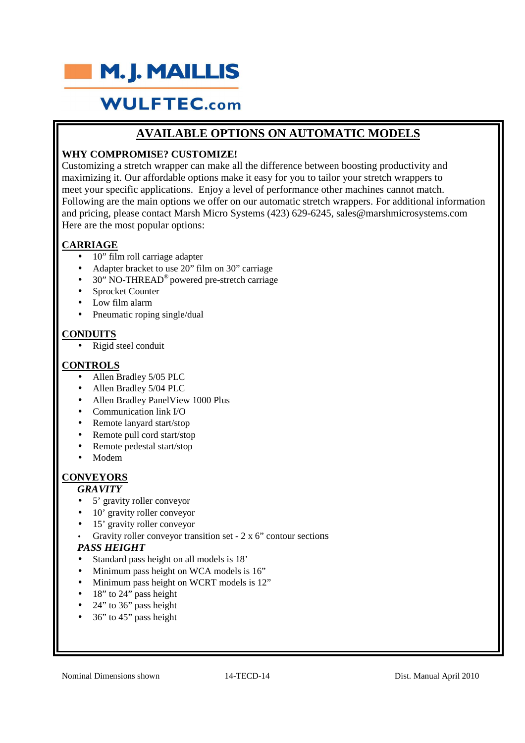M. J. MAILLIS

WULFTEC.com

# AVAILABLE OPTIONS ON AUTOMATIC MODELS

**WHY COMPROMISE? CUSTOMIZE!**

Customizing a stretch wrapper can make all the difference between boosting productivity and maximizing it. Our affordable options make it easy for you to tailor your stretch wrappers to meet your specific applications. Enjoy a level of performance other machines cannot match. Following are the main options we offer on our automatic stretch wrappers. For additional information and pricing, please contact Marsh Micro Systems (423) 629-6245, sales@marshmicrosystems.com Here are the most popular options:

## CARRIAGE

- 10" film roll carriage adapter
- Adapter bracket to use 20" film on 30" carriage
- 30" NO-THREAD® powered pre-stretch carriage
- Sprocket Counter
- Low film alarm
- Pneumatic roping single/dual

## CONDUITS

- Rigid steel conduit

## CONTROLS

- Allen Bradley 5/05 PLC
- Allen Bradley 5/04 PLC
- Allen Bradley PanelView 1000 Plus
- Communication link I/O
- Remote lanyard start/stop
- Remote pull cord start/stop
- Remote pedestal start/stop
- Modem

## CONVEYORS

### *GRAVITY*

- 5' gravity roller conveyor
- 10' gravity roller conveyor
- 15' gravity roller conveyor
- Gravity roller conveyor transition set - 2 x 6" contour sections

### *PASS HEIGHT*

- Standard pass height on all models is 18'
- Minimum pass height on WCA models is 16"
- Minimum pass height on WCRT models is 12"
- 18" to 24" pass height
- 24" to 36" pass height
- 36" to 45" pass height

Nominal Dimensions shown | 14-TECD-14 | Dist. Manual April 2010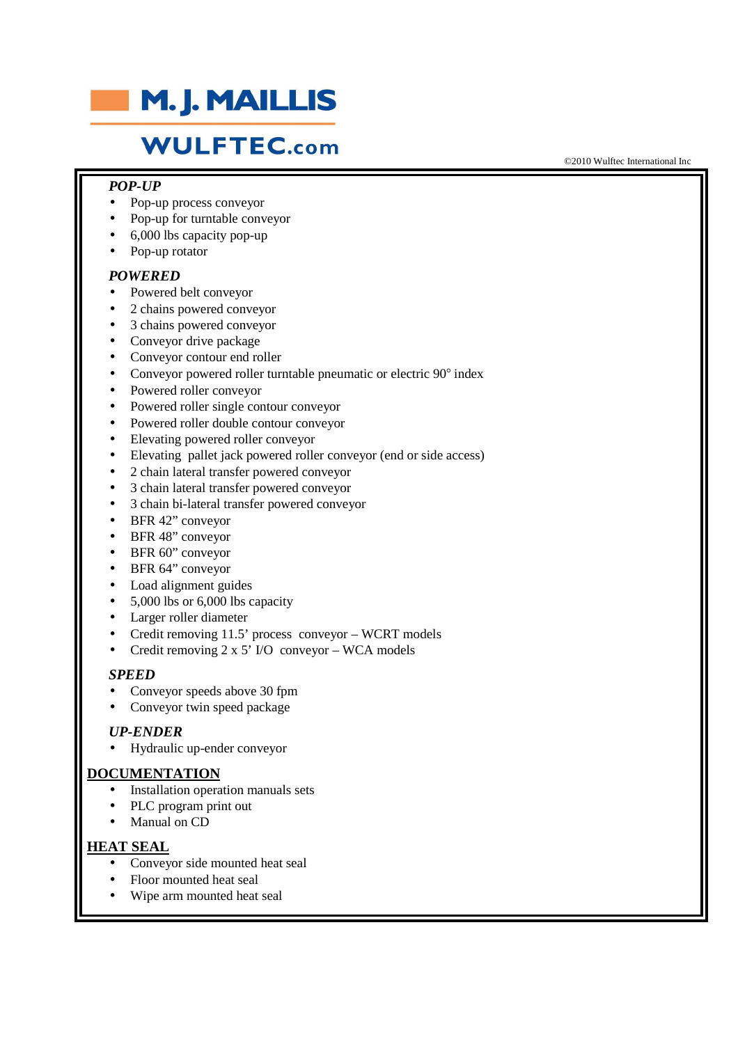# M. J. MAILLIS

## WULFTEC.com

©2010 Wulftec International Inc

### *POP-UP*

- Pop-up process conveyor
- Pop-up for turntable conveyor
- 6,000 lbs capacity pop-up
- Pop-up rotator

### *POWERED*

- Powered belt conveyor
- 2 chains powered conveyor
- 3 chains powered conveyor
- Conveyor drive package
- Conveyor contour end roller
- Conveyor powered roller turntable pneumatic or electric 90° index
- Powered roller conveyor
- Powered roller single contour conveyor
- Powered roller double contour conveyor
- Elevating powered roller conveyor
- Elevating pallet jack powered roller conveyor (end or side access)
- 2 chain lateral transfer powered conveyor
- 3 chain lateral transfer powered conveyor
- 3 chain bi-lateral transfer powered conveyor
- BFR 42" conveyor
- BFR 48" conveyor
- BFR 60" conveyor
- BFR 64" conveyor
- Load alignment guides
- 5,000 lbs or 6,000 lbs capacity
- Larger roller diameter
- Credit removing 11.5' process conveyor – WCRT models
- Credit removing 2 x 5' I/O conveyor – WCA models

### *SPEED*

- Conveyor speeds above 30 fpm
- Conveyor twin speed package

### *UP-ENDER*

- Hydraulic up-ender conveyor

## DOCUMENTATION

- Installation operation manuals sets
- PLC program print out
- Manual on CD

## HEAT SEAL

- Conveyor side mounted heat seal
- Floor mounted heat seal
- Wipe arm mounted heat seal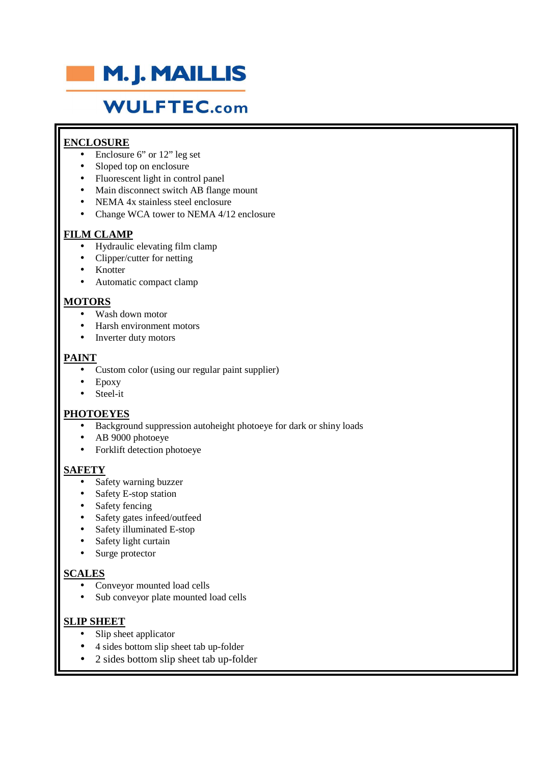# M. J. MAILLIS

## WULFTEC.com

**ENCLOSURE**

- Enclosure 6" or 12" leg set
- Sloped top on enclosure
- Fluorescent light in control panel
- Main disconnect switch AB flange mount
- NEMA 4x stainless steel enclosure
- Change WCA tower to NEMA 4/12 enclosure

**FILM CLAMP**

- Hydraulic elevating film clamp
- Clipper/cutter for netting
- Knotter
- Automatic compact clamp

**MOTORS**

- Wash down motor
- Harsh environment motors
- Inverter duty motors

**PAINT**

- Custom color (using our regular paint supplier)
- Epoxy
- Steel-it

**PHOTOEYES**

- Background suppression autoheight photoeye for dark or shiny loads
- AB 9000 photoeye
- Forklift detection photoeye

**SAFETY**

- Safety warning buzzer
- Safety E-stop station
- Safety fencing
- Safety gates infeed/outfeed
- Safety illuminated E-stop
- Safety light curtain
- Surge protector

**SCALES**

- Conveyor mounted load cells
- Sub conveyor plate mounted load cells

**SLIP SHEET**

- Slip sheet applicator
- 4 sides bottom slip sheet tab up-folder
- 2 sides bottom slip sheet tab up-folder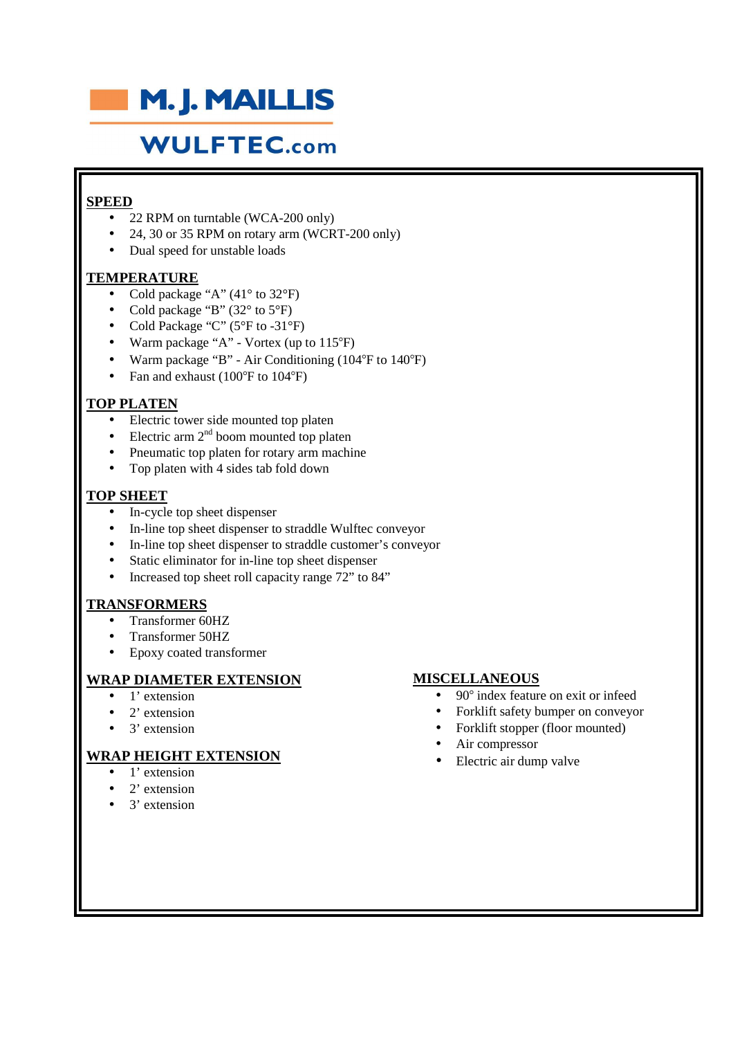M. J. MAILLIS

WULFTEC.com

**SPEED**

- 22 RPM on turntable (WCA-200 only)
- 24, 30 or 35 RPM on rotary arm (WCRT-200 only)
- Dual speed for unstable loads

**TEMPERATURE**

- Cold package “A” (41° to 32°F)
- Cold package “B” (32° to 5°F)
- Cold Package “C” (5°F to -31°F)
- Warm package “A” - Vortex (up to 115°F)
- Warm package “B” - Air Conditioning (104°F to 140°F)
- Fan and exhaust (100°F to 104°F)

**TOP PLATEN**

- Electric tower side mounted top platen
- Electric arm 2nd boom mounted top platen
- Pneumatic top platen for rotary arm machine
- Top platen with 4 sides tab fold down

**TOP SHEET**

- In-cycle top sheet dispenser
- In-line top sheet dispenser to straddle Wulftec conveyor
- In-line top sheet dispenser to straddle customer’s conveyor
- Static eliminator for in-line top sheet dispenser
- Increased top sheet roll capacity range 72” to 84”

**TRANSFORMERS**

- Transformer 60HZ
- Transformer 50HZ
- Epoxy coated transformer

**WRAP DIAMETER EXTENSION**

- 1’ extension
- 2’ extension
- 3’ extension

**WRAP HEIGHT EXTENSION**

- 1’ extension
- 2’ extension
- 3’ extension

**MISCELLANEOUS**

- 90° index feature on exit or infeed
- Forklift safety bumper on conveyor
- Forklift stopper (floor mounted)
- Air compressor
- Electric air dump valve